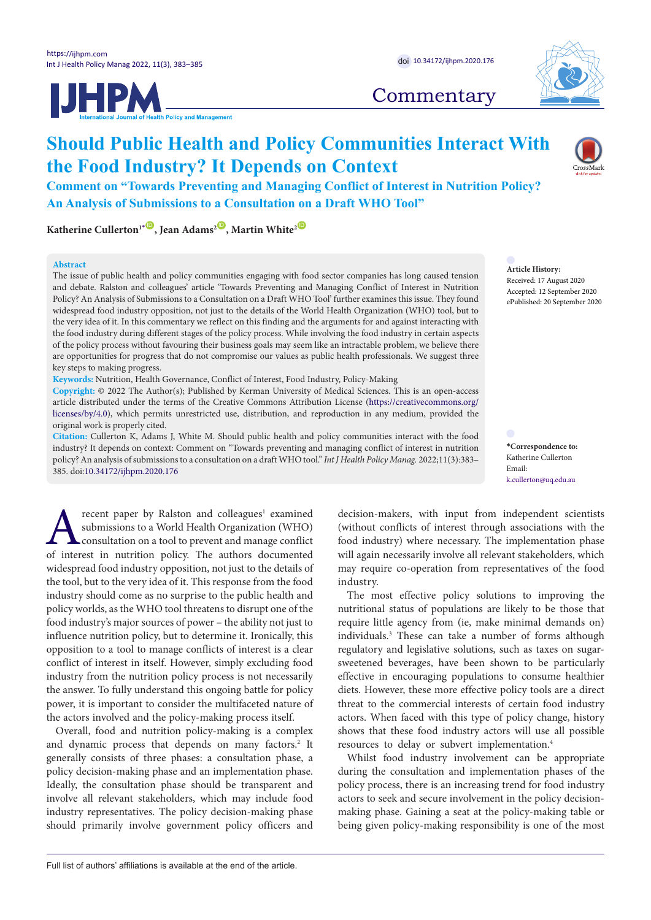Commentary

# Should Public Health and Policy Communities Interact With the Food Industry? It Depends on Context

## Comment on "Towards Preventing and Managing Conflict of Interest in Nutrition Policy? An Analysis of Submissions to a Consultation on a Draft WHO Tool"

**Katherine Culleton[1*], Jean Adams[2], Martin White[2]**

**Abstract**

The issue of public health and policy communities engaging with food sector companies has long caused tension and debate. Ralston and colleagues' article 'Towards Preventing and Managing Conflict of Interest in Nutrition Policy? An Analysis of Submissions to a Consultation on a Draft WHO Tool' further examines this issue. They found widespread food industry opposition, not just to the details of the World Health Organization (WHO) tool, but to the very idea of it. In this commentary we reflect on this finding and the arguments for and against interacting with the food industry during different stages of the policy process. While involving the food industry in certain aspects of the policy process without favouring their business goals may seem like an intractable problem, we believe there are opportunities for progress that do not compromise our values as public health professionals. We suggest three key steps to making progress.

**Keywords:** Nutrition, Health Governance, Conflict of Interest, Food Industry, Policy-Making

**Copyright:** © 2022 The Author(s); Published by Kerman University of Medical Sciences. This is an open-access article distributed under the terms of the Creative Commons Attribution License (https://creativecommons.org/licenses/by/4.0), which permits unrestricted use, distribution, and reproduction in any medium, provided the original work is properly cited.

**Citation:** Culleton K, Adams J, White M. Should public health and policy communities interact with the food industry? It depends on context: Comment on "Towards preventing and managing conflict of interest in nutrition policy? An analysis of submissions to a consultation on a draft WHO tool." *Int J Health Policy Manag.* 2022;11(3):383–385. doi:10.34172/ijhpm.2020.176

**Article History:**
Received: 17 August 2020
Accepted: 12 September 2020
ePublished: 20 September 2020

**\*Correspondence to:**
Katherine Culleton
Email: k.culleton@uq.edu.au

A recent paper by Ralston and colleagues[1] examined submissions to a World Health Organization (WHO) consultation on a tool to prevent and manage conflict of interest in nutrition policy. The authors documented widespread food industry opposition, not just to the details of the tool, but to the very idea of it. This response from the food industry should come as no surprise to the public health and policy worlds, as the WHO tool threatens to disrupt one of the food industry's major sources of power – the ability not just to influence nutrition policy, but to determine it. Ironically, this opposition to a tool to manage conflicts of interest is a clear conflict of interest in itself. However, simply excluding food industry from the nutrition policy process is not necessarily the answer. To fully understand this ongoing battle for policy power, it is important to consider the multifaceted nature of the actors involved and the policy-making process itself.

Overall, food and nutrition policy-making is a complex and dynamic process that depends on many factors.[2] It generally consists of three phases: a consultation phase, a policy decision-making phase and an implementation phase. Ideally, the consultation phase should be transparent and involve all relevant stakeholders, which may include food industry representatives. The policy decision-making phase should primarily involve government policy officers and decision-makers, with input from independent scientists (without conflicts of interest through associations with the food industry) where necessary. The implementation phase will again necessarily involve all relevant stakeholders, which may require co-operation from representatives of the food industry.

The most effective policy solutions to improving the nutritional status of populations are likely to be those that require little agency from (ie, make minimal demands on) individuals.[3] These can take a number of forms although regulatory and legislative solutions, such as taxes on sugar-sweetened beverages, have been shown to be particularly effective in encouraging populations to consume healthier diets. However, these more effective policy tools are a direct threat to the commercial interests of certain food industry actors. When faced with this type of policy change, history shows that these food industry actors will use all possible resources to delay or subvert implementation.[4]

Whilst food industry involvement can be appropriate during the consultation and implementation phases of the policy process, there is an increasing trend for food industry actors to seek and secure involvement in the policy decision-making phase. Gaining a seat at the policy-making table or being given policy-making responsibility is one of the most

Full list of authors' affiliations is available at the end of the article.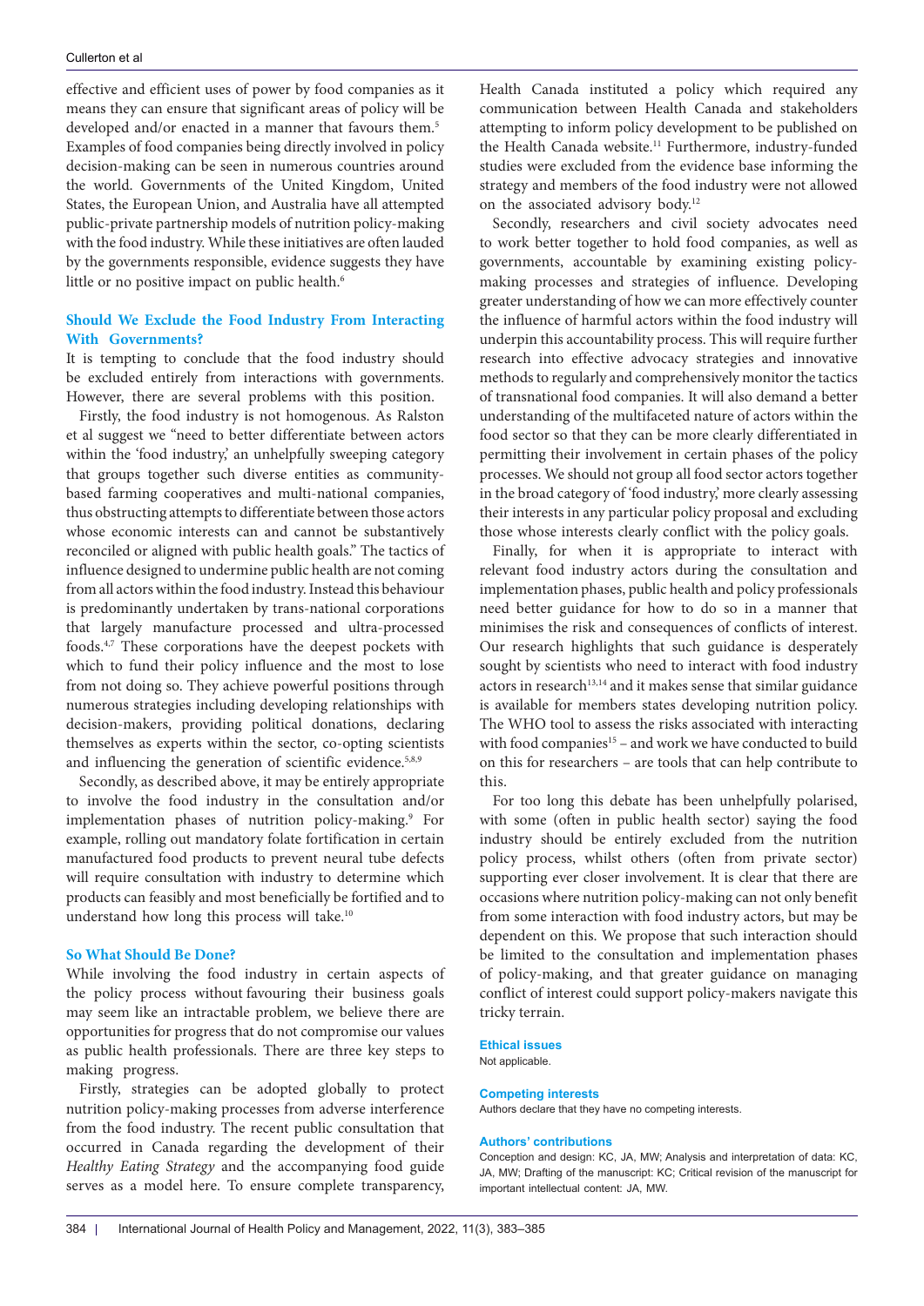effective and efficient uses of power by food companies as it means they can ensure that significant areas of policy will be developed and/or enacted in a manner that favours them.[5] Examples of food companies being directly involved in policy decision-making can be seen in numerous countries around the world. Governments of the United Kingdom, United States, the European Union, and Australia have all attempted public-private partnership models of nutrition policy-making with the food industry. While these initiatives are often lauded by the governments responsible, evidence suggests they have little or no positive impact on public health.[6]

## Should We Exclude the Food Industry From Interacting With Governments?

It is tempting to conclude that the food industry should be excluded entirely from interactions with governments. However, there are several problems with this position.

Firstly, the food industry is not homogenous. As Ralston et al suggest we "need to better differentiate between actors within the 'food industry,' an unhelpfully sweeping category that groups together such diverse entities as community-based farming cooperatives and multi-national companies, thus obstructing attempts to differentiate between those actors whose economic interests can and cannot be substantively reconciled or aligned with public health goals." The tactics of influence designed to undermine public health are not coming from all actors within the food industry. Instead this behaviour is predominantly undertaken by trans-national corporations that largely manufacture processed and ultra-processed foods.[4,7] These corporations have the deepest pockets with which to fund their policy influence and the most to lose from not doing so. They achieve powerful positions through numerous strategies including developing relationships with decision-makers, providing political donations, declaring themselves as experts within the sector, co-opting scientists and influencing the generation of scientific evidence.[5,8,9]

Secondly, as described above, it may be entirely appropriate to involve the food industry in the consultation and/or implementation phases of nutrition policy-making.[9] For example, rolling out mandatory folate fortification in certain manufactured food products to prevent neural tube defects will require consultation with industry to determine which products can feasibly and most beneficially be fortified and to understand how long this process will take.[10]

## So What Should Be Done?

While involving the food industry in certain aspects of the policy process without favouring their business goals may seem like an intractable problem, we believe there are opportunities for progress that do not compromise our values as public health professionals. There are three key steps to making progress.

Firstly, strategies can be adopted globally to protect nutrition policy-making processes from adverse interference from the food industry. The recent public consultation that occurred in Canada regarding the development of their *Healthy Eating Strategy* and the accompanying food guide serves as a model here. To ensure complete transparency, Health Canada instituted a policy which required any communication between Health Canada and stakeholders attempting to inform policy development to be published on the Health Canada website.[11] Furthermore, industry-funded studies were excluded from the evidence base informing the strategy and members of the food industry were not allowed on the associated advisory body.[12]

Secondly, researchers and civil society advocates need to work better together to hold food companies, as well as governments, accountable by examining existing policy-making processes and strategies of influence. Developing greater understanding of how we can more effectively counter the influence of harmful actors within the food industry will underpin this accountability process. This will require further research into effective advocacy strategies and innovative methods to regularly and comprehensively monitor the tactics of transnational food companies. It will also demand a better understanding of the multifaceted nature of actors within the food sector so that they can be more clearly differentiated in permitting their involvement in certain phases of the policy processes. We should not group all food sector actors together in the broad category of 'food industry,' more clearly assessing their interests in any particular policy proposal and excluding those whose interests clearly conflict with the policy goals.

Finally, for when it is appropriate to interact with relevant food industry actors during the consultation and implementation phases, public health and policy professionals need better guidance for how to do so in a manner that minimises the risk and consequences of conflicts of interest. Our research highlights that such guidance is desperately sought by scientists who need to interact with food industry actors in research[13,14] and it makes sense that similar guidance is available for members states developing nutrition policy. The WHO tool to assess the risks associated with interacting with food companies[15] – and work we have conducted to build on this for researchers – are tools that can help contribute to this.

For too long this debate has been unhelpfully polarised, with some (often in public health sector) saying the food industry should be entirely excluded from the nutrition policy process, whilst others (often from private sector) supporting ever closer involvement. It is clear that there are occasions where nutrition policy-making can not only benefit from some interaction with food industry actors, but may be dependent on this. We propose that such interaction should be limited to the consultation and implementation phases of policy-making, and that greater guidance on managing conflict of interest could support policy-makers navigate this tricky terrain.

### Ethical issues

Not applicable.

### Competing interests

Authors declare that they have no competing interests.

### Authors' contributions

Conception and design: KC, JA, MW; Analysis and interpretation of data: KC, JA, MW; Drafting of the manuscript: KC; Critical revision of the manuscript for important intellectual content: JA, MW.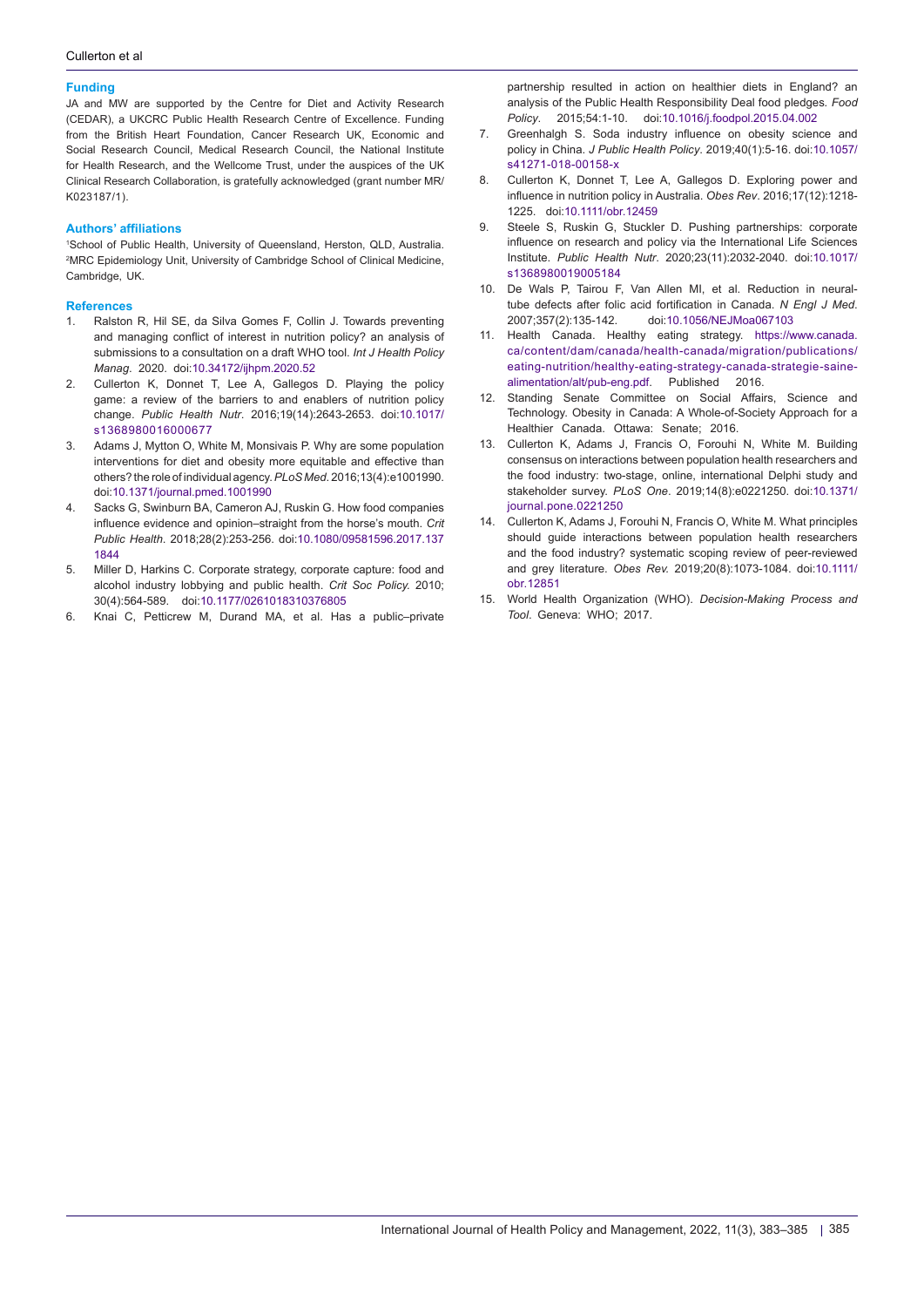## Funding

JA and MW are supported by the Centre for Diet and Activity Research (CEDAR), a UKCRC Public Health Research Centre of Excellence. Funding from the British Heart Foundation, Cancer Research UK, Economic and Social Research Council, Medical Research Council, the National Institute for Health Research, and the Wellcome Trust, under the auspices of the UK Clinical Research Collaboration, is gratefully acknowledged (grant number MR/K023187/1).

## Authors' affiliations

[1]School of Public Health, University of Queensland, Herston, QLD, Australia. [2]MRC Epidemiology Unit, University of Cambridge School of Clinical Medicine, Cambridge, UK.

## References

1. Ralston R, Hil SE, da Silva Gomes F, Collin J. Towards preventing and managing conflict of interest in nutrition policy? an analysis of submissions to a consultation on a draft WHO tool. *Int J Health Policy Manag*. 2020. doi:10.34172/ijhpm.2020.52
2. Cullerton K, Donnet T, Lee A, Gallegos D. Playing the policy game: a review of the barriers to and enablers of nutrition policy change. *Public Health Nutr*. 2016;19(14):2643-2653. doi:10.1017/s1368980016000677
3. Adams J, Mytton O, White M, Monsivais P. Why are some population interventions for diet and obesity more equitable and effective than others? the role of individual agency. *PLoS Med*. 2016;13(4):e1001990. doi:10.1371/journal.pmed.1001990
4. Sacks G, Swinburn BA, Cameron AJ, Ruskin G. How food companies influence evidence and opinion–straight from the horse's mouth. *Crit Public Health*. 2018;28(2):253-256. doi:10.1080/09581596.2017.1371844
5. Miller D, Harkins C. Corporate strategy, corporate capture: food and alcohol industry lobbying and public health. *Crit Soc Policy*. 2010; 30(4):564-589. doi:10.1177/0261018310376805
6. Knai C, Petticrew M, Durand MA, et al. Has a public–private partnership resulted in action on healthier diets in England? an analysis of the Public Health Responsibility Deal food pledges. *Food Policy*. 2015;54:1-10. doi:10.1016/j.foodpol.2015.04.002
7. Greenhalgh S. Soda industry influence on obesity science and policy in China. *J Public Health Policy*. 2019;40(1):5-16. doi:10.1057/s41271-018-00158-x
8. Cullerton K, Donnet T, Lee A, Gallegos D. Exploring power and influence in nutrition policy in Australia. *Obes Rev*. 2016;17(12):1218-1225. doi:10.1111/obr.12459
9. Steele S, Ruskin G, Stuckler D. Pushing partnerships: corporate influence on research and policy via the International Life Sciences Institute. *Public Health Nutr*. 2020;23(11):2032-2040. doi:10.1017/s1368980019005184
10. De Wals P, Tairou F, Van Allen MI, et al. Reduction in neural-tube defects after folic acid fortification in Canada. *N Engl J Med*. 2007;357(2):135-142. doi:10.1056/NEJMoa067103
11. Health Canada. Healthy eating strategy. https://www.canada.ca/content/dam/canada/health-canada/migration/publications/eating-nutrition/healthy-eating-strategy-canada-strategie-saine-alimentation/alt/pub-eng.pdf. Published 2016.
12. Standing Senate Committee on Social Affairs, Science and Technology. Obesity in Canada: A Whole-of-Society Approach for a Healthier Canada. Ottawa: Senate; 2016.
13. Cullerton K, Adams J, Francis O, Forouhi N, White M. Building consensus on interactions between population health researchers and the food industry: two-stage, online, international Delphi study and stakeholder survey. *PLoS One*. 2019;14(8):e0221250. doi:10.1371/journal.pone.0221250
14. Cullerton K, Adams J, Forouhi N, Francis O, White M. What principles should guide interactions between population health researchers and the food industry? systematic scoping review of peer-reviewed and grey literature. *Obes Rev*. 2019;20(8):1073-1084. doi:10.1111/obr.12851
15. World Health Organization (WHO). *Decision-Making Process and Tool*. Geneva: WHO; 2017.